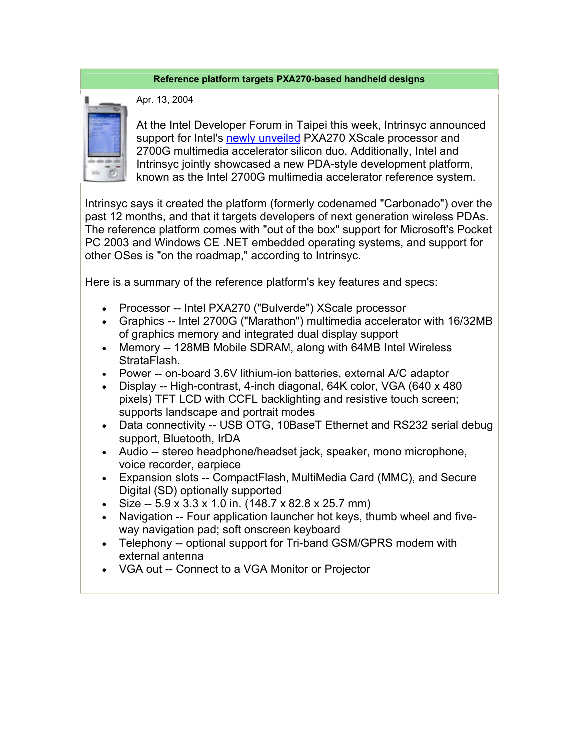**Reference platform targets PXA270-based handheld designs**

Apr. 13, 2004

At the Intel Developer Forum in Taipei this week, Intrinsyc announced support for Intel's newly unveiled PXA270 XScale processor and 2700G multimedia accelerator silicon duo. Additionally, Intel and Intrinsyc jointly showcased a new PDA-style development platform, known as the Intel 2700G multimedia accelerator reference system.

Intrinsyc says it created the platform (formerly codenamed "Carbonado") over the past 12 months, and that it targets developers of next generation wireless PDAs. The reference platform comes with "out of the box" support for Microsoft's Pocket PC 2003 and Windows CE .NET embedded operating systems, and support for other OSes is "on the roadmap," according to Intrinsyc.

Here is a summary of the reference platform's key features and specs:

- Processor -- Intel PXA270 ("Bulverde") XScale processor
- Graphics -- Intel 2700G ("Marathon") multimedia accelerator with 16/32MB of graphics memory and integrated dual display support
- Memory -- 128MB Mobile SDRAM, along with 64MB Intel Wireless StrataFlash.
- Power -- on-board 3.6V lithium-ion batteries, external A/C adaptor
- Display -- High-contrast, 4-inch diagonal, 64K color, VGA (640 x 480 pixels) TFT LCD with CCFL backlighting and resistive touch screen; supports landscape and portrait modes
- Data connectivity -- USB OTG, 10BaseT Ethernet and RS232 serial debug support, Bluetooth, IrDA
- Audio -- stereo headphone/headset jack, speaker, mono microphone, voice recorder, earpiece
- Expansion slots -- CompactFlash, MultiMedia Card (MMC), and Secure Digital (SD) optionally supported
- Size -- 5.9 x 3.3 x 1.0 in. (148.7 x 82.8 x 25.7 mm)
- Navigation -- Four application launcher hot keys, thumb wheel and five-way navigation pad; soft onscreen keyboard
- Telephony -- optional support for Tri-band GSM/GPRS modem with external antenna
- VGA out -- Connect to a VGA Monitor or Projector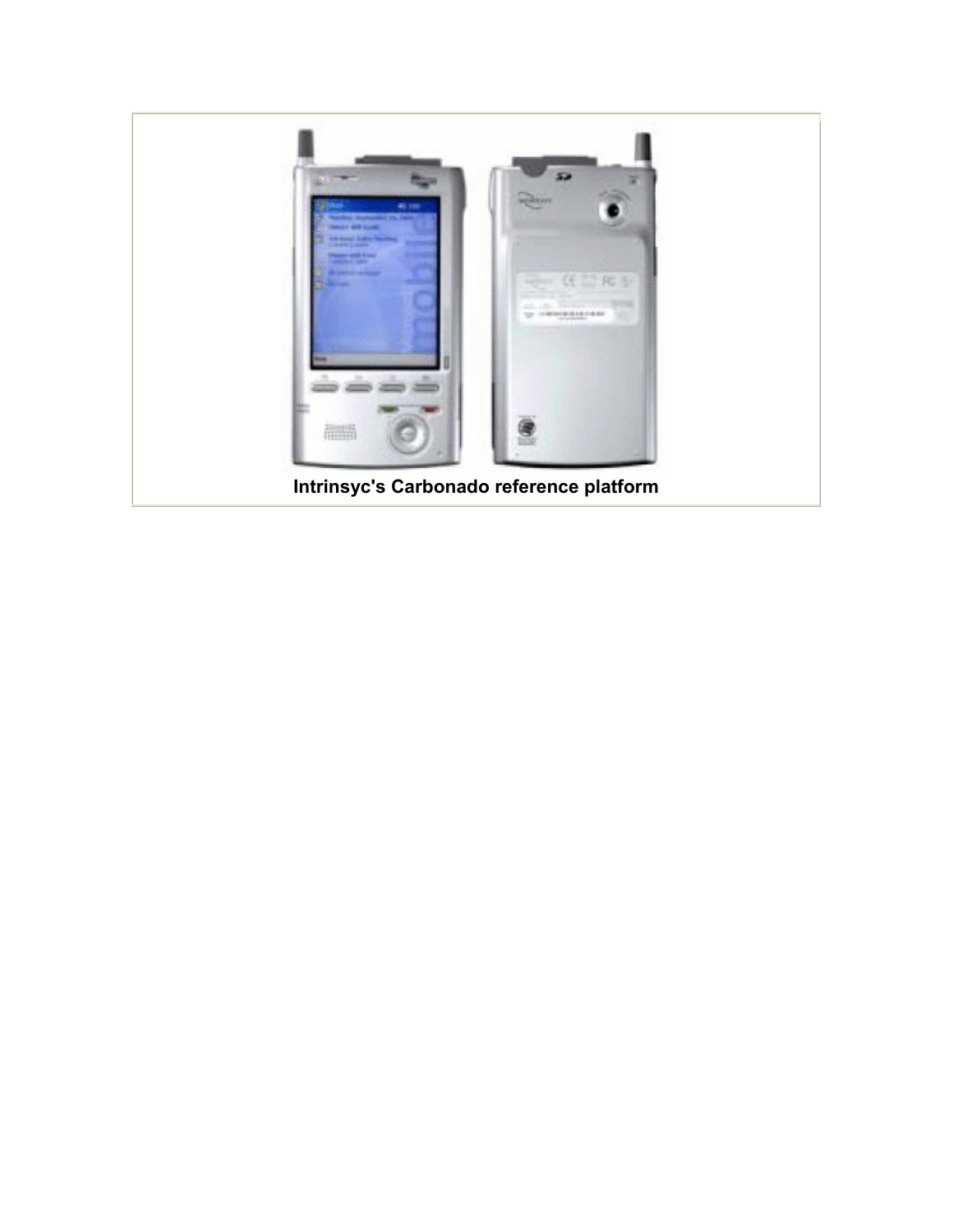Intrinsyc's Carbonado reference platform